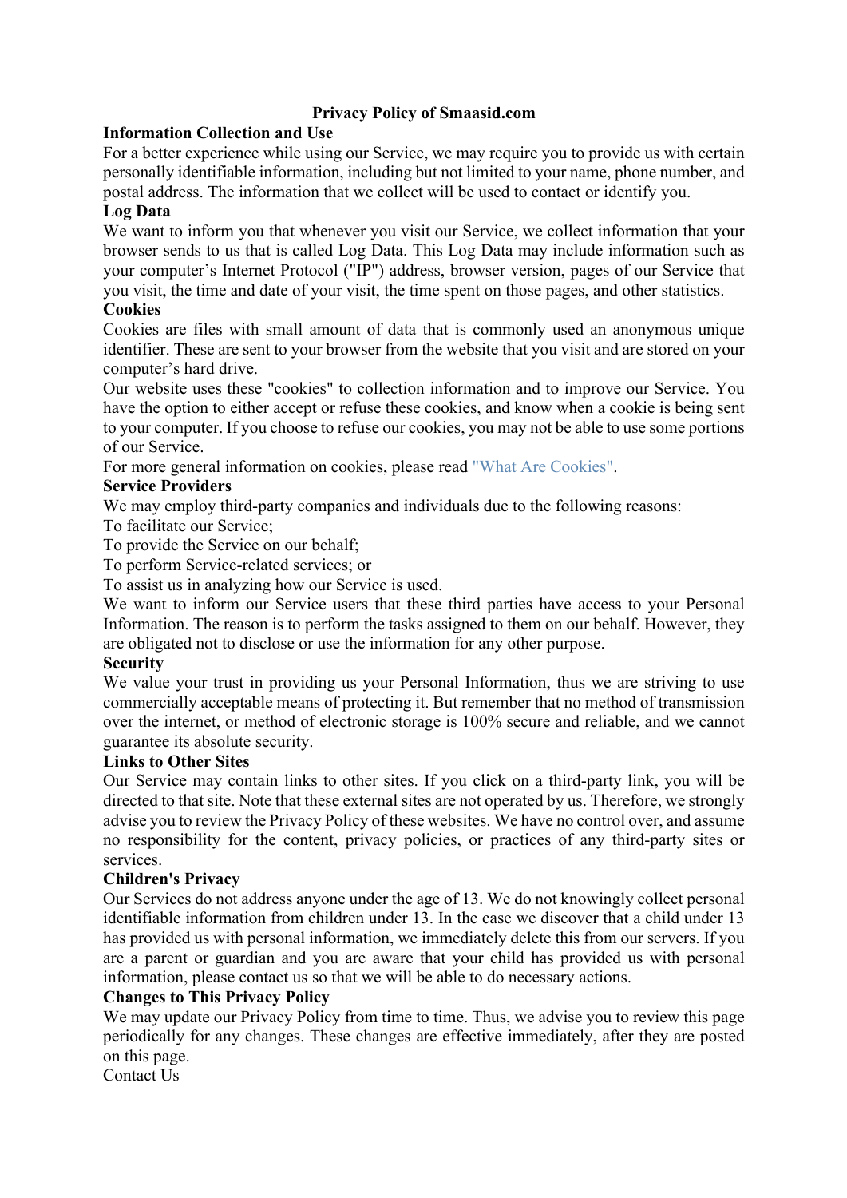# Privacy Policy of Smaasid.com

## Information Collection and Use

For a better experience while using our Service, we may require you to provide us with certain personally identifiable information, including but not limited to your name, phone number, and postal address. The information that we collect will be used to contact or identify you.

## Log Data

We want to inform you that whenever you visit our Service, we collect information that your browser sends to us that is called Log Data. This Log Data may include information such as your computer's Internet Protocol ("IP") address, browser version, pages of our Service that you visit, the time and date of your visit, the time spent on those pages, and other statistics.

## Cookies

Cookies are files with small amount of data that is commonly used an anonymous unique identifier. These are sent to your browser from the website that you visit and are stored on your computer's hard drive.

Our website uses these "cookies" to collection information and to improve our Service. You have the option to either accept or refuse these cookies, and know when a cookie is being sent to your computer. If you choose to refuse our cookies, you may not be able to use some portions of our Service.

For more general information on cookies, please read "What Are Cookies".

## Service Providers

We may employ third-party companies and individuals due to the following reasons:

To facilitate our Service;

To provide the Service on our behalf;

To perform Service-related services; or

To assist us in analyzing how our Service is used.

We want to inform our Service users that these third parties have access to your Personal Information. The reason is to perform the tasks assigned to them on our behalf. However, they are obligated not to disclose or use the information for any other purpose.

## Security

We value your trust in providing us your Personal Information, thus we are striving to use commercially acceptable means of protecting it. But remember that no method of transmission over the internet, or method of electronic storage is 100% secure and reliable, and we cannot guarantee its absolute security.

## Links to Other Sites

Our Service may contain links to other sites. If you click on a third-party link, you will be directed to that site. Note that these external sites are not operated by us. Therefore, we strongly advise you to review the Privacy Policy of these websites. We have no control over, and assume no responsibility for the content, privacy policies, or practices of any third-party sites or services.

## Children's Privacy

Our Services do not address anyone under the age of 13. We do not knowingly collect personal identifiable information from children under 13. In the case we discover that a child under 13 has provided us with personal information, we immediately delete this from our servers. If you are a parent or guardian and you are aware that your child has provided us with personal information, please contact us so that we will be able to do necessary actions.

## Changes to This Privacy Policy

We may update our Privacy Policy from time to time. Thus, we advise you to review this page periodically for any changes. These changes are effective immediately, after they are posted on this page.

Contact Us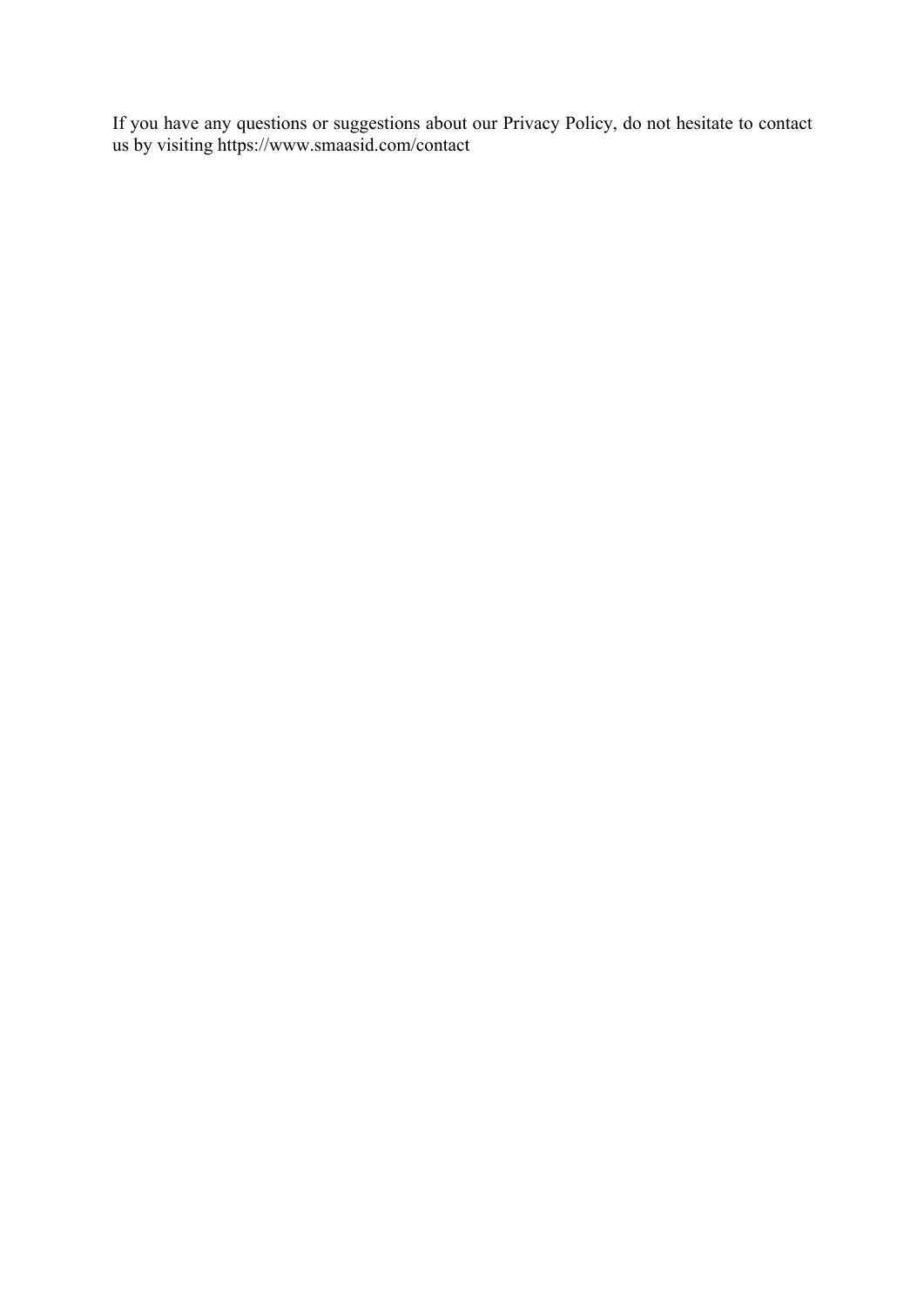If you have any questions or suggestions about our Privacy Policy, do not hesitate to contact us by visiting https://www.smaasid.com/contact